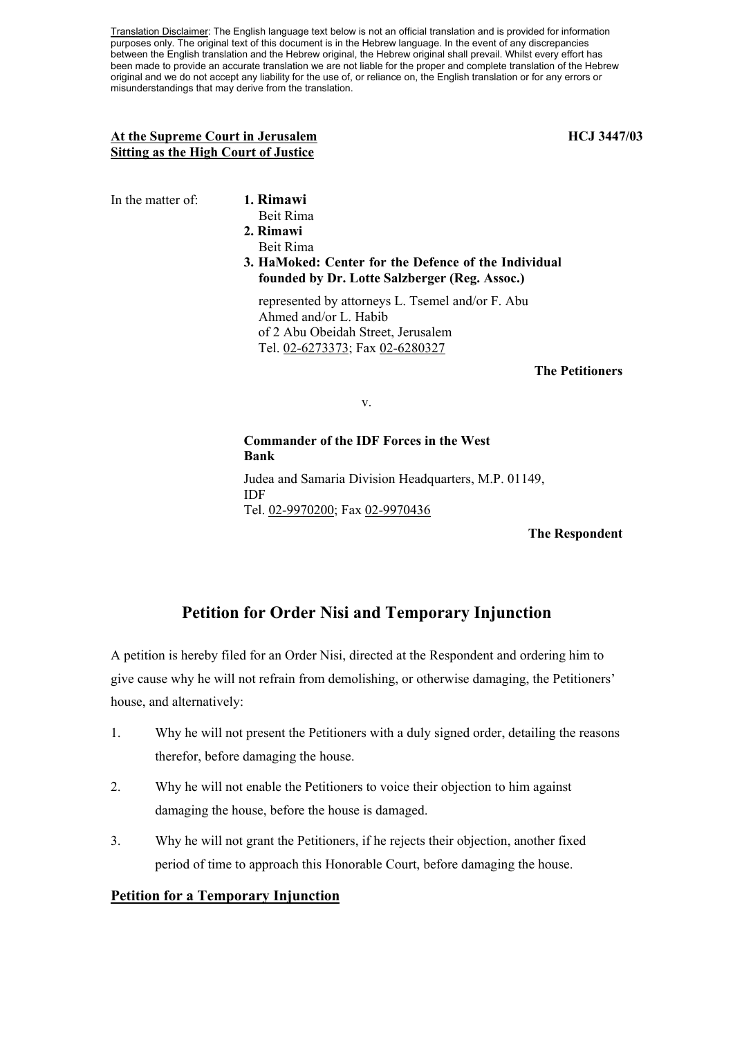<u>Translation Disclaimer</u>: The English language text below is not an official translation and is provided for information purposes only. The original text of this document is in the Hebrew language. In the event of any discrepancies between the English translation and the Hebrew original, the Hebrew original shall prevail. Whilst every effort has been made to provide an accurate translation we are not liable for the proper and complete translation of the Hebrew original and we do not accept any liability for the use of, or reliance on, the English translation or for any errors or misunderstandings that may derive from the translation.

**At the Supreme Court in Jerusalem**
**Sitting as the High Court of Justice**

**HCJ 3447/03**

In the matter of:

**1. Rimawi**
Beit Rima

**2. Rimawi**
Beit Rima

**3. HaMoked: Center for the Defence of the Individual founded by Dr. Lotte Salzberger (Reg. Assoc.)**

represented by attorneys L. Tsemel and/or F. Abu Ahmed and/or L. Habib
of 2 Abu Obeidah Street, Jerusalem
Tel. 02-6273373; Fax 02-6280327

**The Petitioners**

v.

**Commander of the IDF Forces in the West Bank**

Judea and Samaria Division Headquarters, M.P. 01149, IDF
Tel. 02-9970200; Fax 02-9970436

**The Respondent**

# Petition for Order Nisi and Temporary Injunction

A petition is hereby filed for an Order Nisi, directed at the Respondent and ordering him to give cause why he will not refrain from demolishing, or otherwise damaging, the Petitioners' house, and alternatively:

1. Why he will not present the Petitioners with a duly signed order, detailing the reasons therefor, before damaging the house.
2. Why he will not enable the Petitioners to voice their objection to him against damaging the house, before the house is damaged.
3. Why he will not grant the Petitioners, if he rejects their objection, another fixed period of time to approach this Honorable Court, before damaging the house.

## Petition for a Temporary Injunction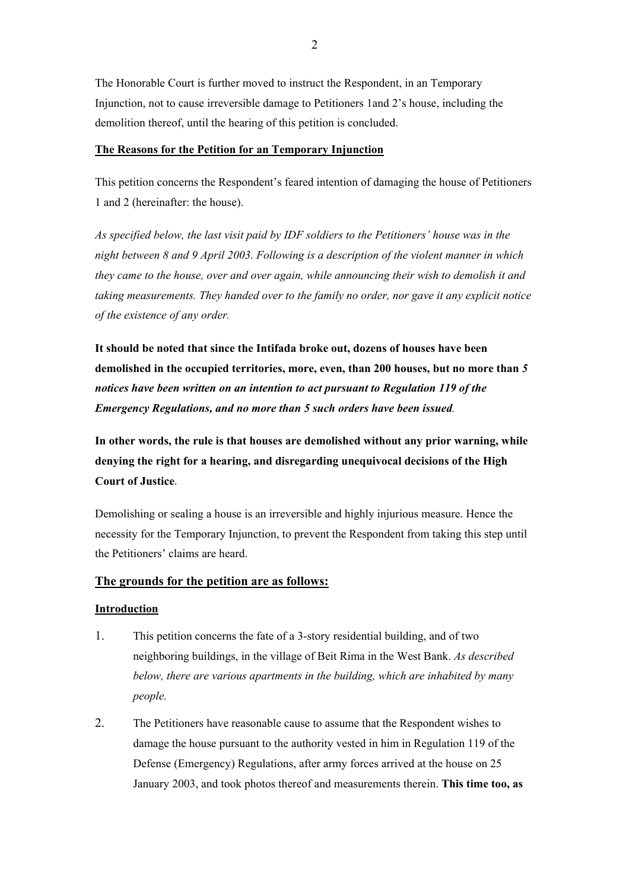The Honorable Court is further moved to instruct the Respondent, in an Temporary Injunction, not to cause irreversible damage to Petitioners 1and 2's house, including the demolition thereof, until the hearing of this petition is concluded.

**The Reasons for the Petition for an Temporary Injunction**

This petition concerns the Respondent's feared intention of damaging the house of Petitioners 1 and 2 (hereinafter: the house).

*As specified below, the last visit paid by IDF soldiers to the Petitioners' house was in the night between 8 and 9 April 2003. Following is a description of the violent manner in which they came to the house, over and over again, while announcing their wish to demolish it and taking measurements. They handed over to the family no order, nor gave it any explicit notice of the existence of any order.*

**It should be noted that since the Intifada broke out, dozens of houses have been demolished in the occupied territories, more, even, than 200 houses, but no more than *5 notices have been written on an intention to act pursuant to Regulation 119 of the Emergency Regulations, and no more than 5 such orders have been issued*.**

**In other words, the rule is that houses are demolished without any prior warning, while denying the right for a hearing, and disregarding unequivocal decisions of the High Court of Justice**.

Demolishing or sealing a house is an irreversible and highly injurious measure. Hence the necessity for the Temporary Injunction, to prevent the Respondent from taking this step until the Petitioners' claims are heard.

## The grounds for the petition are as follows:

**Introduction**

1. This petition concerns the fate of a 3-story residential building, and of two neighboring buildings, in the village of Beit Rima in the West Bank. *As described below, there are various apartments in the building, which are inhabited by many people.*

2. The Petitioners have reasonable cause to assume that the Respondent wishes to damage the house pursuant to the authority vested in him in Regulation 119 of the Defense (Emergency) Regulations, after army forces arrived at the house on 25 January 2003, and took photos thereof and measurements therein. **This time too, as**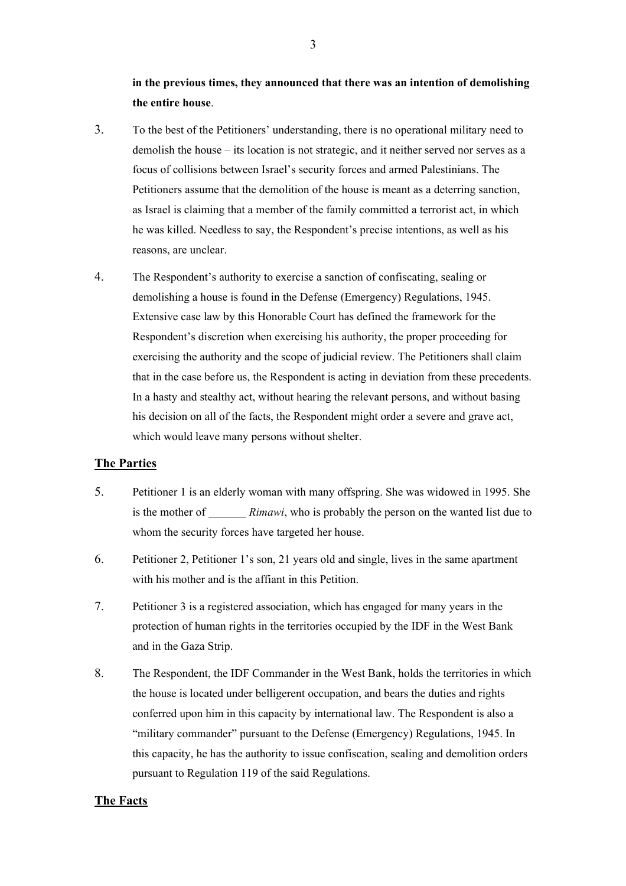**in the previous times, they announced that there was an intention of demolishing the entire house**.

3. To the best of the Petitioners' understanding, there is no operational military need to demolish the house – its location is not strategic, and it neither served nor serves as a focus of collisions between Israel's security forces and armed Palestinians. The Petitioners assume that the demolition of the house is meant as a deterring sanction, as Israel is claiming that a member of the family committed a terrorist act, in which he was killed. Needless to say, the Respondent's precise intentions, as well as his reasons, are unclear.

4. The Respondent's authority to exercise a sanction of confiscating, sealing or demolishing a house is found in the Defense (Emergency) Regulations, 1945. Extensive case law by this Honorable Court has defined the framework for the Respondent's discretion when exercising his authority, the proper proceeding for exercising the authority and the scope of judicial review. The Petitioners shall claim that in the case before us, the Respondent is acting in deviation from these precedents. In a hasty and stealthy act, without hearing the relevant persons, and without basing his decision on all of the facts, the Respondent might order a severe and grave act, which would leave many persons without shelter.

## The Parties

5. Petitioner 1 is an elderly woman with many offspring. She was widowed in 1995. She is the mother of _______ *Rimawi*, who is probably the person on the wanted list due to whom the security forces have targeted her house.

6. Petitioner 2, Petitioner 1's son, 21 years old and single, lives in the same apartment with his mother and is the affiant in this Petition.

7. Petitioner 3 is a registered association, which has engaged for many years in the protection of human rights in the territories occupied by the IDF in the West Bank and in the Gaza Strip.

8. The Respondent, the IDF Commander in the West Bank, holds the territories in which the house is located under belligerent occupation, and bears the duties and rights conferred upon him in this capacity by international law. The Respondent is also a "military commander" pursuant to the Defense (Emergency) Regulations, 1945. In this capacity, he has the authority to issue confiscation, sealing and demolition orders pursuant to Regulation 119 of the said Regulations.

## The Facts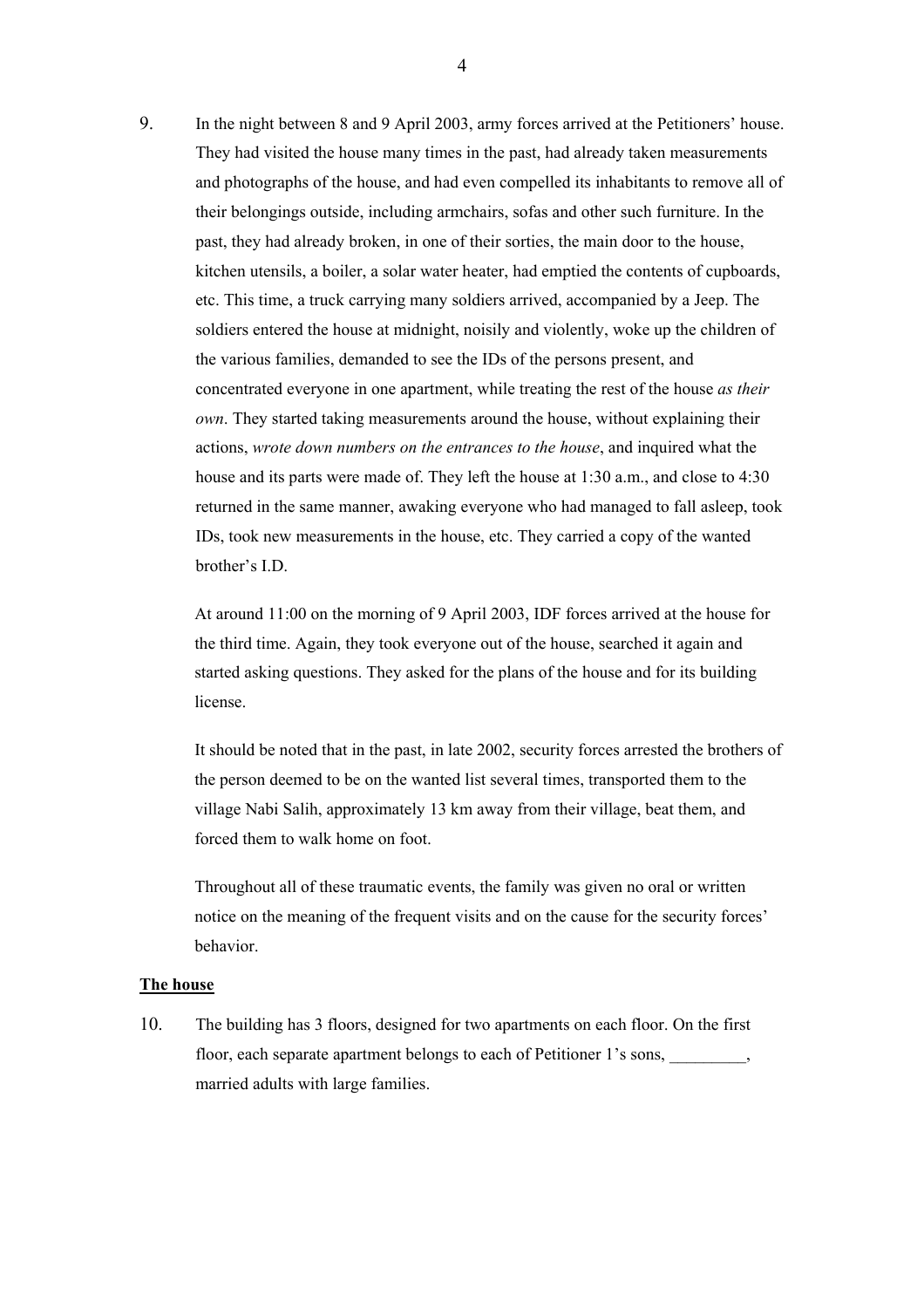9. In the night between 8 and 9 April 2003, army forces arrived at the Petitioners' house. They had visited the house many times in the past, had already taken measurements and photographs of the house, and had even compelled its inhabitants to remove all of their belongings outside, including armchairs, sofas and other such furniture. In the past, they had already broken, in one of their sorties, the main door to the house, kitchen utensils, a boiler, a solar water heater, had emptied the contents of cupboards, etc. This time, a truck carrying many soldiers arrived, accompanied by a Jeep. The soldiers entered the house at midnight, noisily and violently, woke up the children of the various families, demanded to see the IDs of the persons present, and concentrated everyone in one apartment, while treating the rest of the house *as their own*. They started taking measurements around the house, without explaining their actions, *wrote down numbers on the entrances to the house*, and inquired what the house and its parts were made of. They left the house at 1:30 a.m., and close to 4:30 returned in the same manner, awaking everyone who had managed to fall asleep, took IDs, took new measurements in the house, etc. They carried a copy of the wanted brother's I.D.

   At around 11:00 on the morning of 9 April 2003, IDF forces arrived at the house for the third time. Again, they took everyone out of the house, searched it again and started asking questions. They asked for the plans of the house and for its building license.

   It should be noted that in the past, in late 2002, security forces arrested the brothers of the person deemed to be on the wanted list several times, transported them to the village Nabi Salih, approximately 13 km away from their village, beat them, and forced them to walk home on foot.

   Throughout all of these traumatic events, the family was given no oral or written notice on the meaning of the frequent visits and on the cause for the security forces' behavior.

**The house**

10. The building has 3 floors, designed for two apartments on each floor. On the first floor, each separate apartment belongs to each of Petitioner 1's sons, _________, married adults with large families.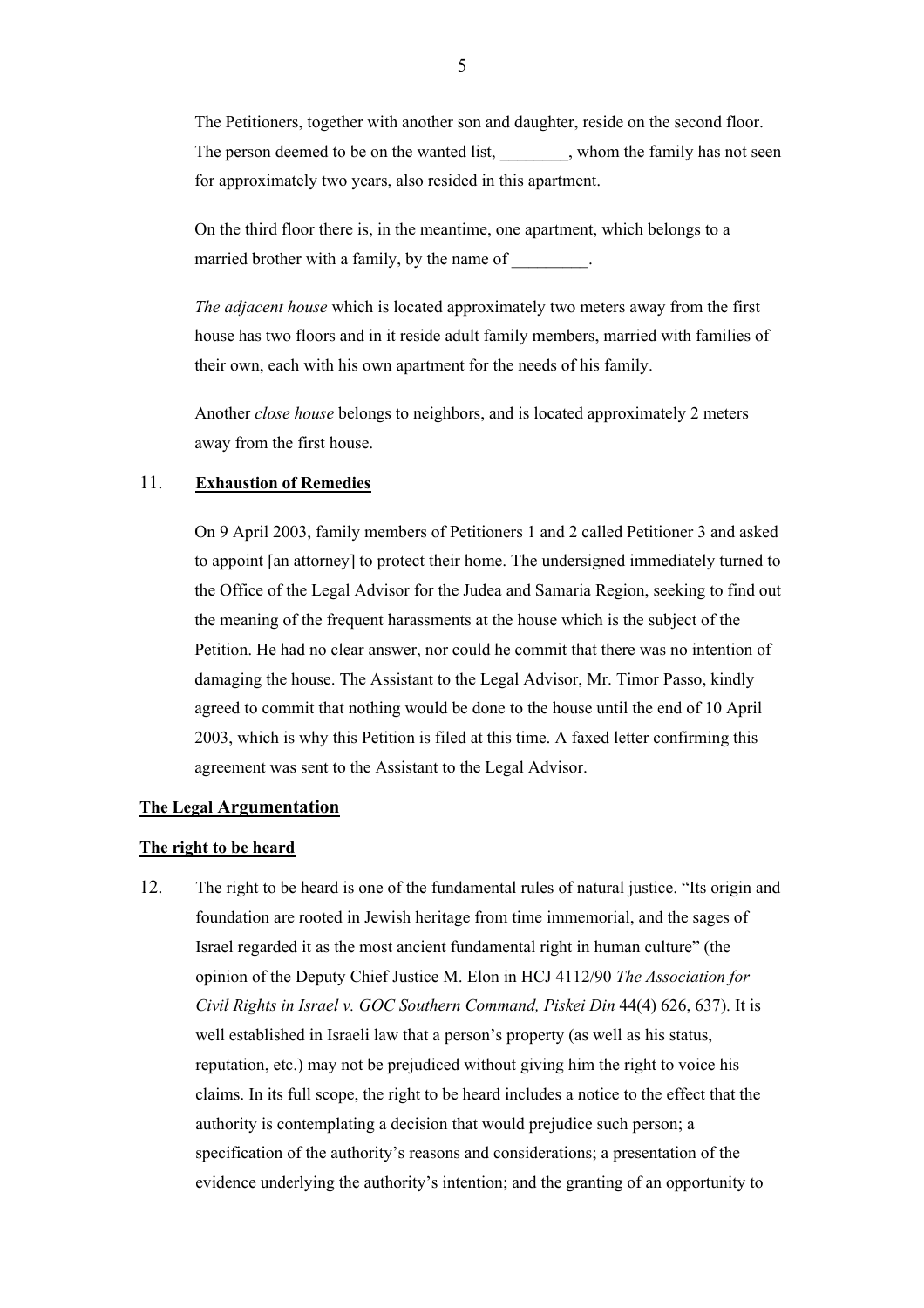The Petitioners, together with another son and daughter, reside on the second floor. The person deemed to be on the wanted list, ________, whom the family has not seen for approximately two years, also resided in this apartment.

On the third floor there is, in the meantime, one apartment, which belongs to a married brother with a family, by the name of _________.

*The adjacent house* which is located approximately two meters away from the first house has two floors and in it reside adult family members, married with families of their own, each with his own apartment for the needs of his family.

Another *close house* belongs to neighbors, and is located approximately 2 meters away from the first house.

11. **Exhaustion of Remedies**

On 9 April 2003, family members of Petitioners 1 and 2 called Petitioner 3 and asked to appoint [an attorney] to protect their home. The undersigned immediately turned to the Office of the Legal Advisor for the Judea and Samaria Region, seeking to find out the meaning of the frequent harassments at the house which is the subject of the Petition. He had no clear answer, nor could he commit that there was no intention of damaging the house. The Assistant to the Legal Advisor, Mr. Timor Passo, kindly agreed to commit that nothing would be done to the house until the end of 10 April 2003, which is why this Petition is filed at this time. A faxed letter confirming this agreement was sent to the Assistant to the Legal Advisor.

## The Legal Argumentation

### The right to be heard

12. The right to be heard is one of the fundamental rules of natural justice. "Its origin and foundation are rooted in Jewish heritage from time immemorial, and the sages of Israel regarded it as the most ancient fundamental right in human culture" (the opinion of the Deputy Chief Justice M. Elon in HCJ 4112/90 *The Association for Civil Rights in Israel v. GOC Southern Command, Piskei Din* 44(4) 626, 637). It is well established in Israeli law that a person's property (as well as his status, reputation, etc.) may not be prejudiced without giving him the right to voice his claims. In its full scope, the right to be heard includes a notice to the effect that the authority is contemplating a decision that would prejudice such person; a specification of the authority's reasons and considerations; a presentation of the evidence underlying the authority's intention; and the granting of an opportunity to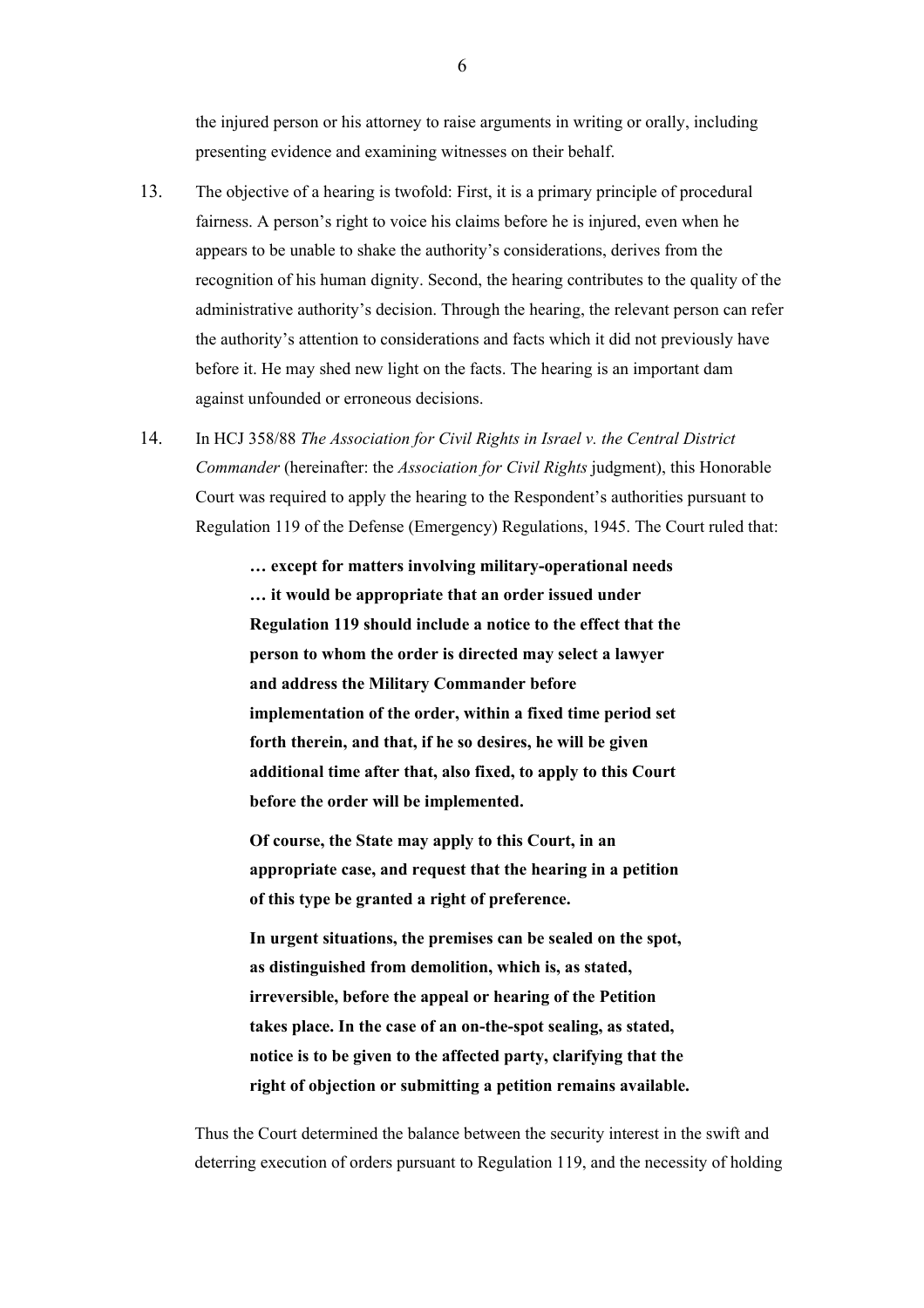the injured person or his attorney to raise arguments in writing or orally, including presenting evidence and examining witnesses on their behalf.

13. The objective of a hearing is twofold: First, it is a primary principle of procedural fairness. A person's right to voice his claims before he is injured, even when he appears to be unable to shake the authority's considerations, derives from the recognition of his human dignity. Second, the hearing contributes to the quality of the administrative authority's decision. Through the hearing, the relevant person can refer the authority's attention to considerations and facts which it did not previously have before it. He may shed new light on the facts. The hearing is an important dam against unfounded or erroneous decisions.

14. In HCJ 358/88 *The Association for Civil Rights in Israel v. the Central District Commander* (hereinafter: the *Association for Civil Rights* judgment), this Honorable Court was required to apply the hearing to the Respondent's authorities pursuant to Regulation 119 of the Defense (Emergency) Regulations, 1945. The Court ruled that:

> **… except for matters involving military-operational needs … it would be appropriate that an order issued under Regulation 119 should include a notice to the effect that the person to whom the order is directed may select a lawyer and address the Military Commander before implementation of the order, within a fixed time period set forth therein, and that, if he so desires, he will be given additional time after that, also fixed, to apply to this Court before the order will be implemented.**
>
> **Of course, the State may apply to this Court, in an appropriate case, and request that the hearing in a petition of this type be granted a right of preference.**
>
> **In urgent situations, the premises can be sealed on the spot, as distinguished from demolition, which is, as stated, irreversible, before the appeal or hearing of the Petition takes place. In the case of an on-the-spot sealing, as stated, notice is to be given to the affected party, clarifying that the right of objection or submitting a petition remains available.**

Thus the Court determined the balance between the security interest in the swift and deterring execution of orders pursuant to Regulation 119, and the necessity of holding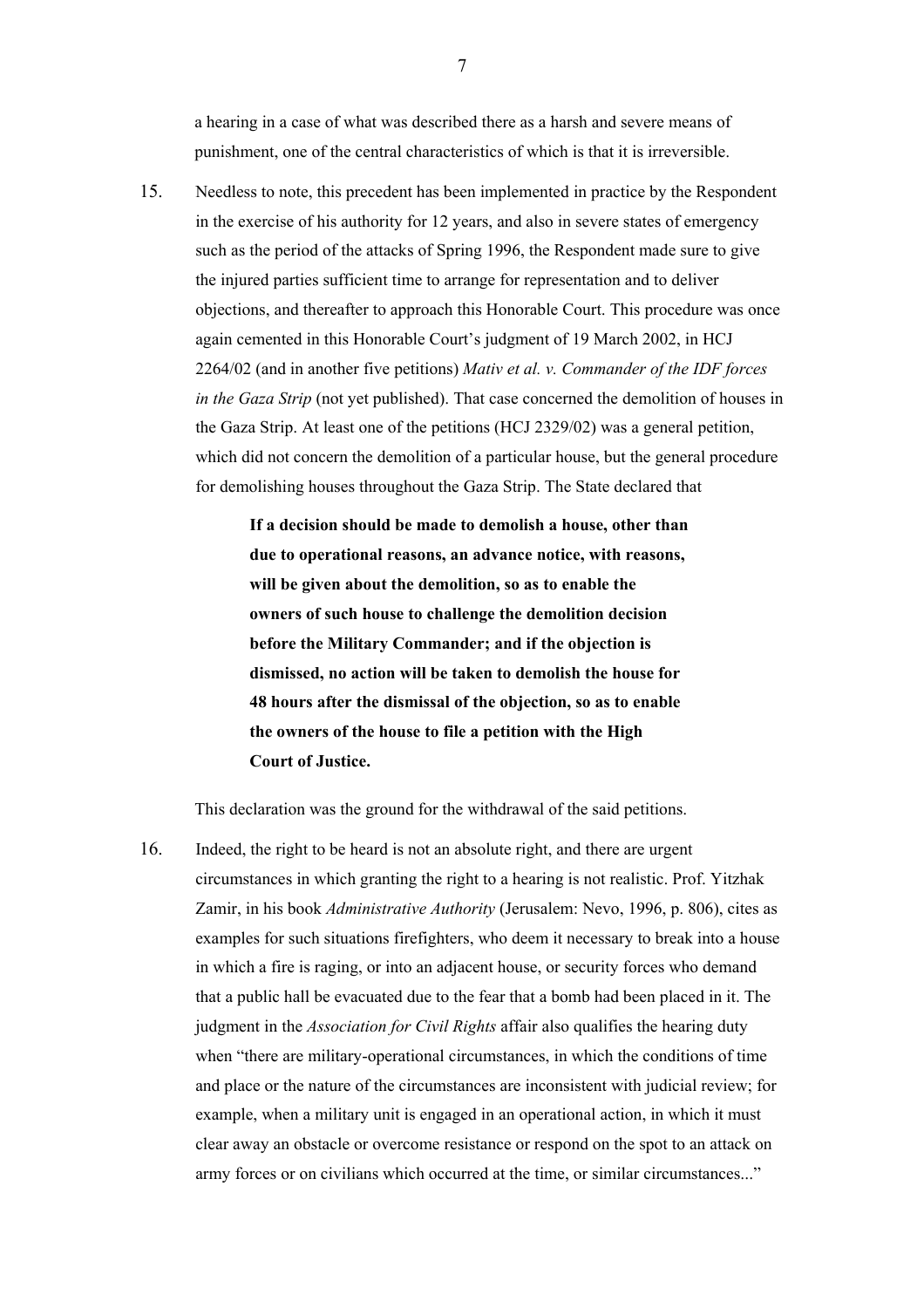a hearing in a case of what was described there as a harsh and severe means of punishment, one of the central characteristics of which is that it is irreversible.

15. Needless to note, this precedent has been implemented in practice by the Respondent in the exercise of his authority for 12 years, and also in severe states of emergency such as the period of the attacks of Spring 1996, the Respondent made sure to give the injured parties sufficient time to arrange for representation and to deliver objections, and thereafter to approach this Honorable Court. This procedure was once again cemented in this Honorable Court's judgment of 19 March 2002, in HCJ 2264/02 (and in another five petitions) *Mativ et al. v. Commander of the IDF forces in the Gaza Strip* (not yet published). That case concerned the demolition of houses in the Gaza Strip. At least one of the petitions (HCJ 2329/02) was a general petition, which did not concern the demolition of a particular house, but the general procedure for demolishing houses throughout the Gaza Strip. The State declared that

    > **If a decision should be made to demolish a house, other than due to operational reasons, an advance notice, with reasons, will be given about the demolition, so as to enable the owners of such house to challenge the demolition decision before the Military Commander; and if the objection is dismissed, no action will be taken to demolish the house for 48 hours after the dismissal of the objection, so as to enable the owners of the house to file a petition with the High Court of Justice.**

    This declaration was the ground for the withdrawal of the said petitions.

16. Indeed, the right to be heard is not an absolute right, and there are urgent circumstances in which granting the right to a hearing is not realistic. Prof. Yitzhak Zamir, in his book *Administrative Authority* (Jerusalem: Nevo, 1996, p. 806), cites as examples for such situations firefighters, who deem it necessary to break into a house in which a fire is raging, or into an adjacent house, or security forces who demand that a public hall be evacuated due to the fear that a bomb had been placed in it. The judgment in the *Association for Civil Rights* affair also qualifies the hearing duty when "there are military-operational circumstances, in which the conditions of time and place or the nature of the circumstances are inconsistent with judicial review; for example, when a military unit is engaged in an operational action, in which it must clear away an obstacle or overcome resistance or respond on the spot to an attack on army forces or on civilians which occurred at the time, or similar circumstances..."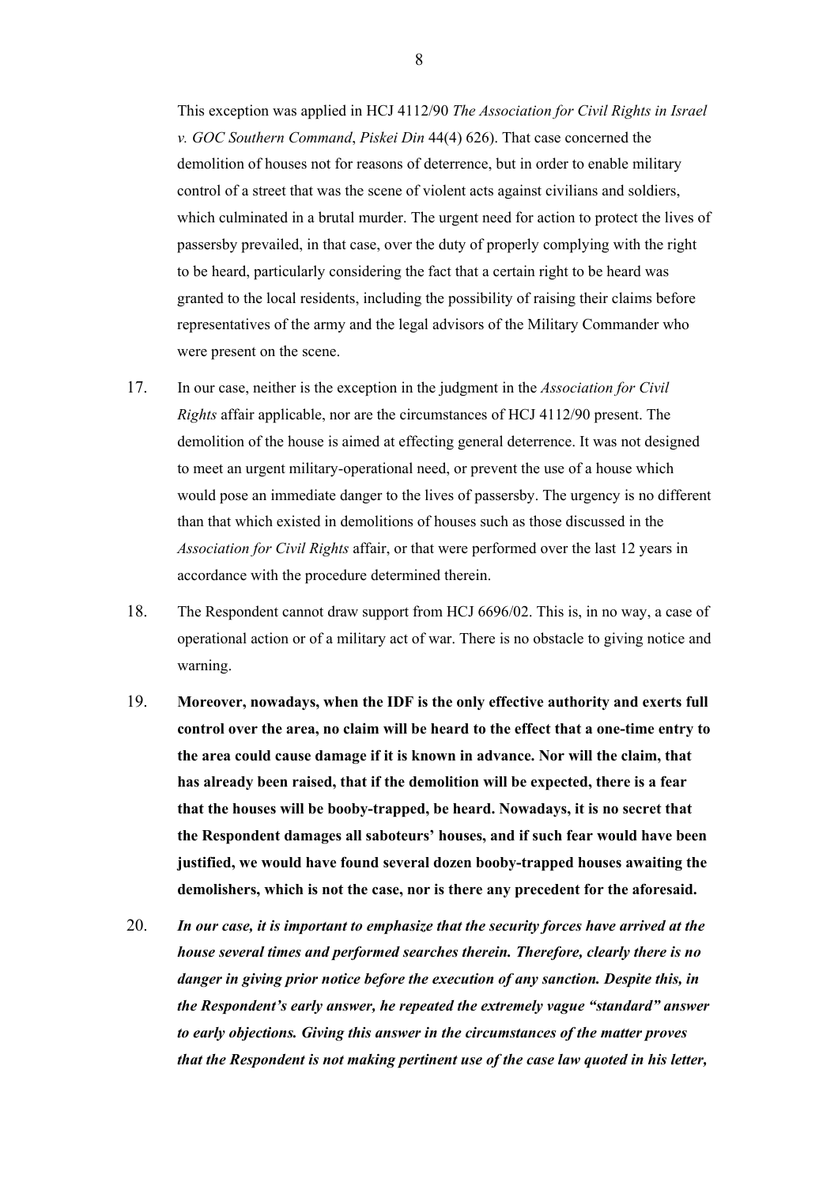This exception was applied in HCJ 4112/90 *The Association for Civil Rights in Israel v. GOC Southern Command*, *Piskei Din* 44(4) 626). That case concerned the demolition of houses not for reasons of deterrence, but in order to enable military control of a street that was the scene of violent acts against civilians and soldiers, which culminated in a brutal murder. The urgent need for action to protect the lives of passersby prevailed, in that case, over the duty of properly complying with the right to be heard, particularly considering the fact that a certain right to be heard was granted to the local residents, including the possibility of raising their claims before representatives of the army and the legal advisors of the Military Commander who were present on the scene.

17. In our case, neither is the exception in the judgment in the *Association for Civil Rights* affair applicable, nor are the circumstances of HCJ 4112/90 present. The demolition of the house is aimed at effecting general deterrence. It was not designed to meet an urgent military-operational need, or prevent the use of a house which would pose an immediate danger to the lives of passersby. The urgency is no different than that which existed in demolitions of houses such as those discussed in the *Association for Civil Rights* affair, or that were performed over the last 12 years in accordance with the procedure determined therein.

18. The Respondent cannot draw support from HCJ 6696/02. This is, in no way, a case of operational action or of a military act of war. There is no obstacle to giving notice and warning.

19. **Moreover, nowadays, when the IDF is the only effective authority and exerts full control over the area, no claim will be heard to the effect that a one-time entry to the area could cause damage if it is known in advance. Nor will the claim, that has already been raised, that if the demolition will be expected, there is a fear that the houses will be booby-trapped, be heard. Nowadays, it is no secret that the Respondent damages all saboteurs' houses, and if such fear would have been justified, we would have found several dozen booby-trapped houses awaiting the demolishers, which is not the case, nor is there any precedent for the aforesaid.**

20. ***In our case, it is important to emphasize that the security forces have arrived at the house several times and performed searches therein. Therefore, clearly there is no danger in giving prior notice before the execution of any sanction. Despite this, in the Respondent's early answer, he repeated the extremely vague "standard" answer to early objections. Giving this answer in the circumstances of the matter proves that the Respondent is not making pertinent use of the case law quoted in his letter,***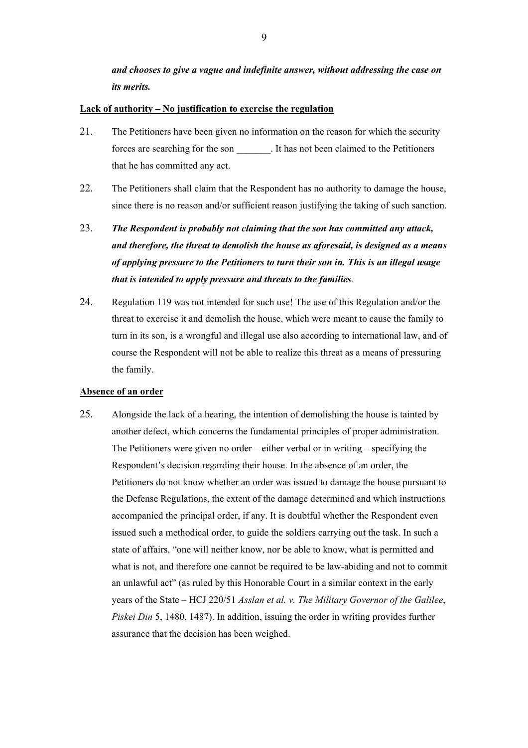***and chooses to give a vague and indefinite answer, without addressing the case on its merits.***

**Lack of authority – No justification to exercise the regulation**

21. The Petitioners have been given no information on the reason for which the security forces are searching for the son _______. It has not been claimed to the Petitioners that he has committed any act.

22. The Petitioners shall claim that the Respondent has no authority to damage the house, since there is no reason and/or sufficient reason justifying the taking of such sanction.

23. ***The Respondent is probably not claiming that the son has committed any attack, and therefore, the threat to demolish the house as aforesaid, is designed as a means of applying pressure to the Petitioners to turn their son in. This is an illegal usage that is intended to apply pressure and threats to the families.***

24. Regulation 119 was not intended for such use! The use of this Regulation and/or the threat to exercise it and demolish the house, which were meant to cause the family to turn in its son, is a wrongful and illegal use also according to international law, and of course the Respondent will not be able to realize this threat as a means of pressuring the family.

**Absence of an order**

25. Alongside the lack of a hearing, the intention of demolishing the house is tainted by another defect, which concerns the fundamental principles of proper administration. The Petitioners were given no order – either verbal or in writing – specifying the Respondent's decision regarding their house. In the absence of an order, the Petitioners do not know whether an order was issued to damage the house pursuant to the Defense Regulations, the extent of the damage determined and which instructions accompanied the principal order, if any. It is doubtful whether the Respondent even issued such a methodical order, to guide the soldiers carrying out the task. In such a state of affairs, "one will neither know, nor be able to know, what is permitted and what is not, and therefore one cannot be required to be law-abiding and not to commit an unlawful act" (as ruled by this Honorable Court in a similar context in the early years of the State – HCJ 220/51 *Asslan et al. v. The Military Governor of the Galilee*, *Piskei Din* 5, 1480, 1487). In addition, issuing the order in writing provides further assurance that the decision has been weighed.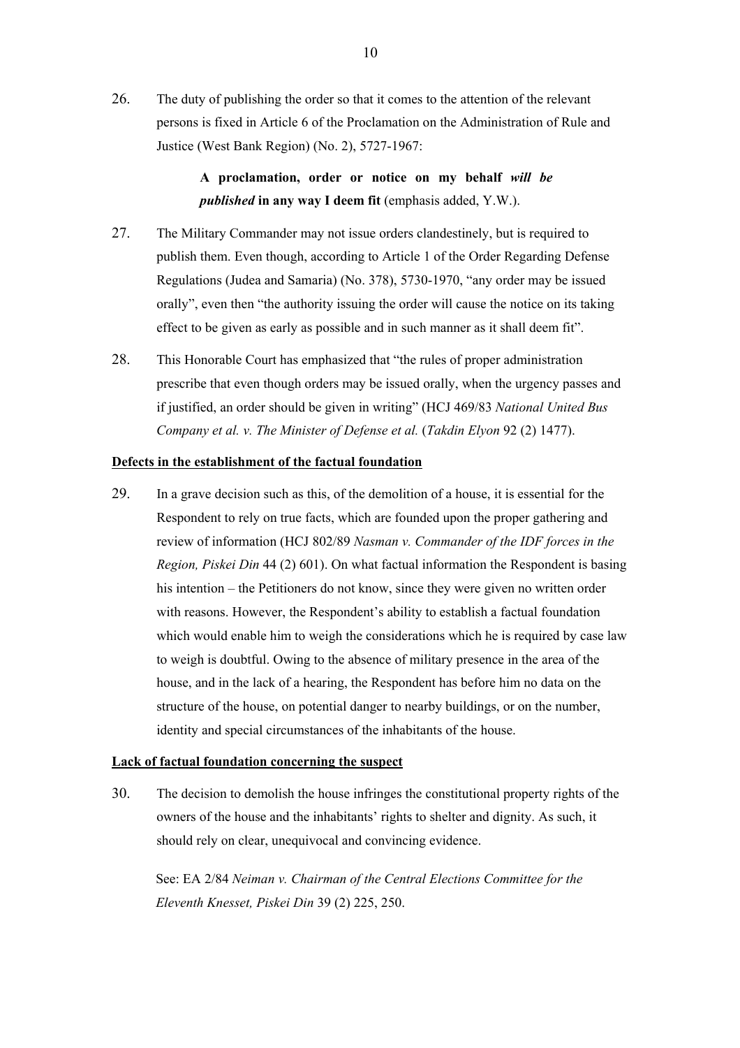26. The duty of publishing the order so that it comes to the attention of the relevant persons is fixed in Article 6 of the Proclamation on the Administration of Rule and Justice (West Bank Region) (No. 2), 5727-1967:

> **A proclamation, order or notice on my behalf *will be published* in any way I deem fit** (emphasis added, Y.W.).

27. The Military Commander may not issue orders clandestinely, but is required to publish them. Even though, according to Article 1 of the Order Regarding Defense Regulations (Judea and Samaria) (No. 378), 5730-1970, "any order may be issued orally", even then "the authority issuing the order will cause the notice on its taking effect to be given as early as possible and in such manner as it shall deem fit".

28. This Honorable Court has emphasized that "the rules of proper administration prescribe that even though orders may be issued orally, when the urgency passes and if justified, an order should be given in writing" (HCJ 469/83 *National United Bus Company et al. v. The Minister of Defense et al.* (*Takdin Elyon* 92 (2) 1477).

**<u>Defects in the establishment of the factual foundation</u>**

29. In a grave decision such as this, of the demolition of a house, it is essential for the Respondent to rely on true facts, which are founded upon the proper gathering and review of information (HCJ 802/89 *Nasman v. Commander of the IDF forces in the Region, Piskei Din* 44 (2) 601). On what factual information the Respondent is basing his intention – the Petitioners do not know, since they were given no written order with reasons. However, the Respondent's ability to establish a factual foundation which would enable him to weigh the considerations which he is required by case law to weigh is doubtful. Owing to the absence of military presence in the area of the house, and in the lack of a hearing, the Respondent has before him no data on the structure of the house, on potential danger to nearby buildings, or on the number, identity and special circumstances of the inhabitants of the house.

**<u>Lack of factual foundation concerning the suspect</u>**

30. The decision to demolish the house infringes the constitutional property rights of the owners of the house and the inhabitants' rights to shelter and dignity. As such, it should rely on clear, unequivocal and convincing evidence.

    See: EA 2/84 *Neiman v. Chairman of the Central Elections Committee for the Eleventh Knesset, Piskei Din* 39 (2) 225, 250.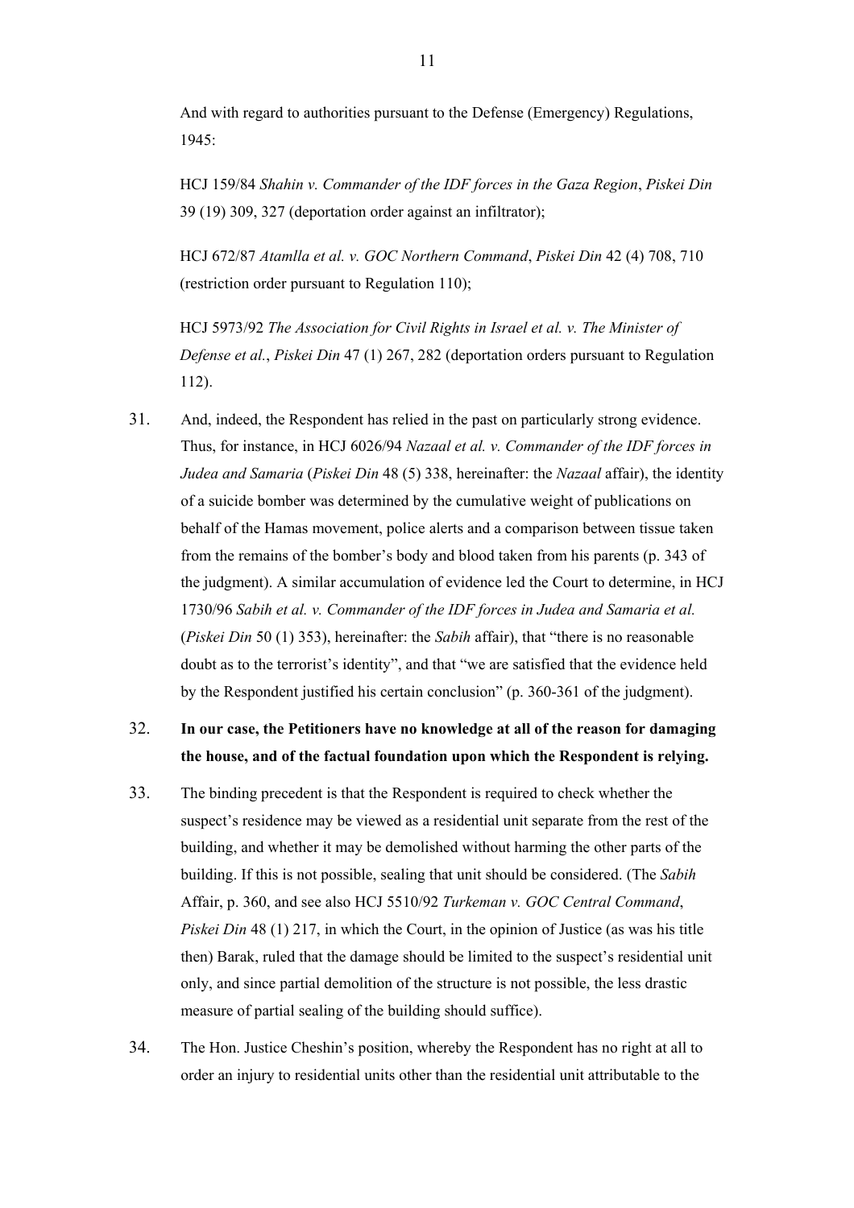And with regard to authorities pursuant to the Defense (Emergency) Regulations, 1945:

HCJ 159/84 *Shahin v. Commander of the IDF forces in the Gaza Region*, *Piskei Din* 39 (19) 309, 327 (deportation order against an infiltrator);

HCJ 672/87 *Atamlla et al. v. GOC Northern Command*, *Piskei Din* 42 (4) 708, 710 (restriction order pursuant to Regulation 110);

HCJ 5973/92 *The Association for Civil Rights in Israel et al. v. The Minister of Defense et al.*, *Piskei Din* 47 (1) 267, 282 (deportation orders pursuant to Regulation 112).

31. And, indeed, the Respondent has relied in the past on particularly strong evidence. Thus, for instance, in HCJ 6026/94 *Nazaal et al. v. Commander of the IDF forces in Judea and Samaria* (*Piskei Din* 48 (5) 338, hereinafter: the *Nazaal* affair), the identity of a suicide bomber was determined by the cumulative weight of publications on behalf of the Hamas movement, police alerts and a comparison between tissue taken from the remains of the bomber's body and blood taken from his parents (p. 343 of the judgment). A similar accumulation of evidence led the Court to determine, in HCJ 1730/96 *Sabih et al. v. Commander of the IDF forces in Judea and Samaria et al.* (*Piskei Din* 50 (1) 353), hereinafter: the *Sabih* affair), that "there is no reasonable doubt as to the terrorist's identity", and that "we are satisfied that the evidence held by the Respondent justified his certain conclusion" (p. 360-361 of the judgment).

32. **In our case, the Petitioners have no knowledge at all of the reason for damaging the house, and of the factual foundation upon which the Respondent is relying.**

33. The binding precedent is that the Respondent is required to check whether the suspect's residence may be viewed as a residential unit separate from the rest of the building, and whether it may be demolished without harming the other parts of the building. If this is not possible, sealing that unit should be considered. (The *Sabih* Affair, p. 360, and see also HCJ 5510/92 *Turkeman v. GOC Central Command*, *Piskei Din* 48 (1) 217, in which the Court, in the opinion of Justice (as was his title then) Barak, ruled that the damage should be limited to the suspect's residential unit only, and since partial demolition of the structure is not possible, the less drastic measure of partial sealing of the building should suffice).

34. The Hon. Justice Cheshin's position, whereby the Respondent has no right at all to order an injury to residential units other than the residential unit attributable to the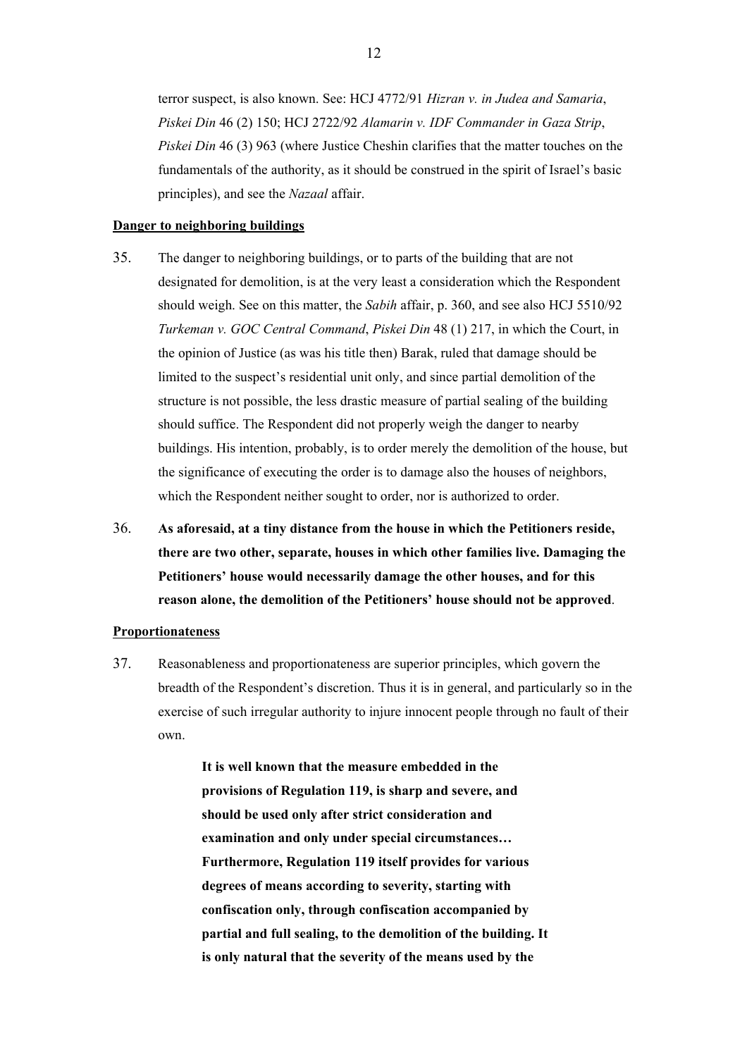terror suspect, is also known. See: HCJ 4772/91 *Hizran v. in Judea and Samaria*, *Piskei Din* 46 (2) 150; HCJ 2722/92 *Alamarin v. IDF Commander in Gaza Strip*, *Piskei Din* 46 (3) 963 (where Justice Cheshin clarifies that the matter touches on the fundamentals of the authority, as it should be construed in the spirit of Israel's basic principles), and see the *Nazaal* affair.

**Danger to neighboring buildings**

35. The danger to neighboring buildings, or to parts of the building that are not designated for demolition, is at the very least a consideration which the Respondent should weigh. See on this matter, the *Sabih* affair, p. 360, and see also HCJ 5510/92 *Turkeman v. GOC Central Command*, *Piskei Din* 48 (1) 217, in which the Court, in the opinion of Justice (as was his title then) Barak, ruled that damage should be limited to the suspect's residential unit only, and since partial demolition of the structure is not possible, the less drastic measure of partial sealing of the building should suffice. The Respondent did not properly weigh the danger to nearby buildings. His intention, probably, is to order merely the demolition of the house, but the significance of executing the order is to damage also the houses of neighbors, which the Respondent neither sought to order, nor is authorized to order.

36. **As aforesaid, at a tiny distance from the house in which the Petitioners reside, there are two other, separate, houses in which other families live. Damaging the Petitioners' house would necessarily damage the other houses, and for this reason alone, the demolition of the Petitioners' house should not be approved**.

**Proportionateness**

37. Reasonableness and proportionateness are superior principles, which govern the breadth of the Respondent's discretion. Thus it is in general, and particularly so in the exercise of such irregular authority to injure innocent people through no fault of their own.

> **It is well known that the measure embedded in the provisions of Regulation 119, is sharp and severe, and should be used only after strict consideration and examination and only under special circumstances… Furthermore, Regulation 119 itself provides for various degrees of means according to severity, starting with confiscation only, through confiscation accompanied by partial and full sealing, to the demolition of the building. It is only natural that the severity of the means used by the**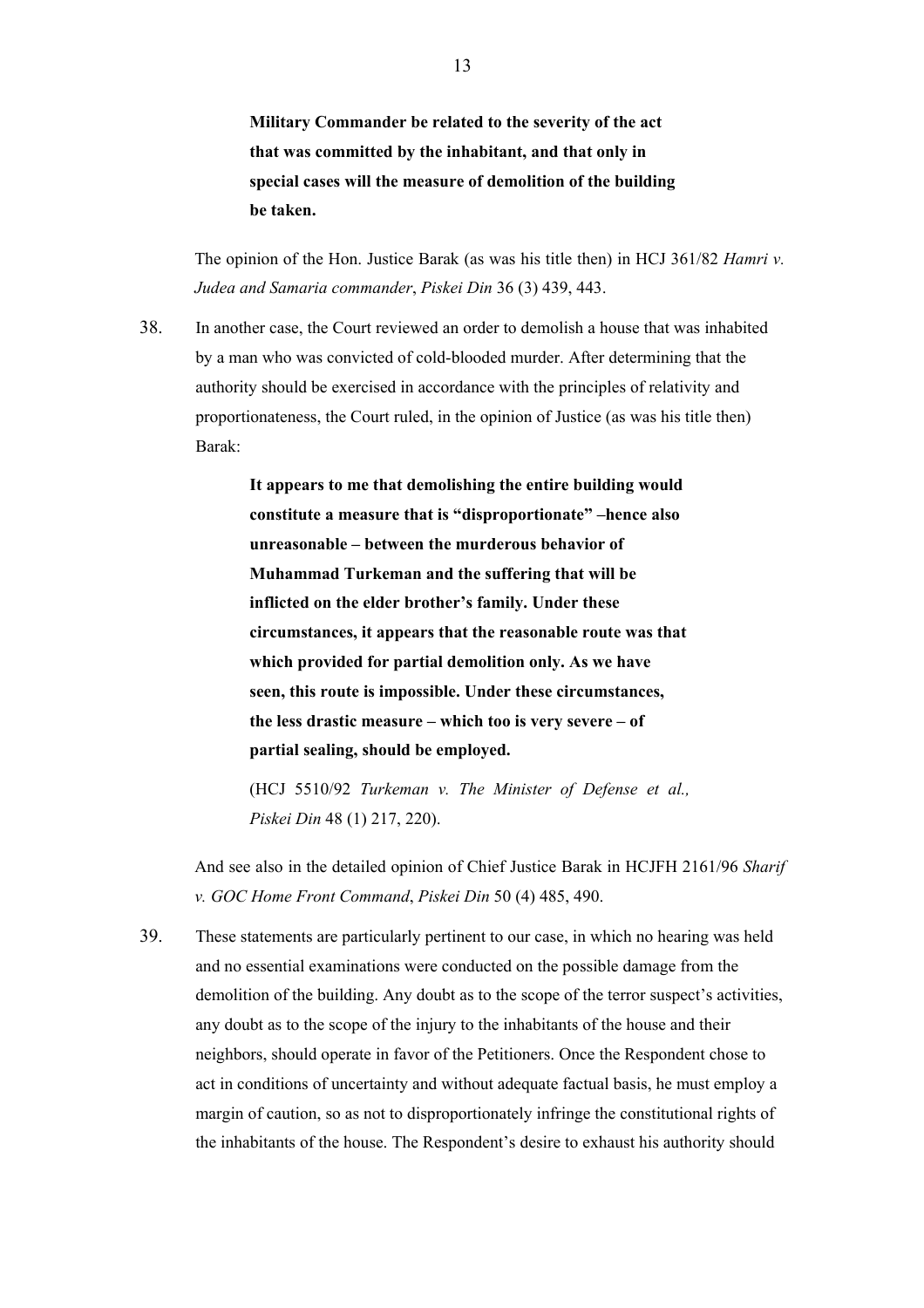> **Military Commander be related to the severity of the act that was committed by the inhabitant, and that only in special cases will the measure of demolition of the building be taken.**

The opinion of the Hon. Justice Barak (as was his title then) in HCJ 361/82 *Hamri v. Judea and Samaria commander*, *Piskei Din* 36 (3) 439, 443.

38. In another case, the Court reviewed an order to demolish a house that was inhabited by a man who was convicted of cold-blooded murder. After determining that the authority should be exercised in accordance with the principles of relativity and proportionateness, the Court ruled, in the opinion of Justice (as was his title then) Barak:

> **It appears to me that demolishing the entire building would constitute a measure that is "disproportionate" –hence also unreasonable – between the murderous behavior of Muhammad Turkeman and the suffering that will be inflicted on the elder brother's family. Under these circumstances, it appears that the reasonable route was that which provided for partial demolition only. As we have seen, this route is impossible. Under these circumstances, the less drastic measure – which too is very severe – of partial sealing, should be employed.**
>
> (HCJ 5510/92 *Turkeman v. The Minister of Defense et al., Piskei Din* 48 (1) 217, 220).

And see also in the detailed opinion of Chief Justice Barak in HCJFH 2161/96 *Sharif v. GOC Home Front Command*, *Piskei Din* 50 (4) 485, 490.

39. These statements are particularly pertinent to our case, in which no hearing was held and no essential examinations were conducted on the possible damage from the demolition of the building. Any doubt as to the scope of the terror suspect's activities, any doubt as to the scope of the injury to the inhabitants of the house and their neighbors, should operate in favor of the Petitioners. Once the Respondent chose to act in conditions of uncertainty and without adequate factual basis, he must employ a margin of caution, so as not to disproportionately infringe the constitutional rights of the inhabitants of the house. The Respondent's desire to exhaust his authority should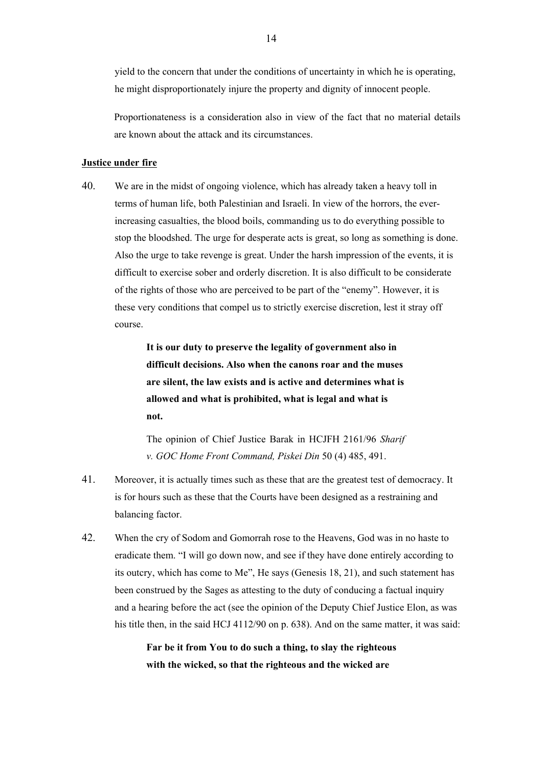yield to the concern that under the conditions of uncertainty in which he is operating, he might disproportionately injure the property and dignity of innocent people.

Proportionateness is a consideration also in view of the fact that no material details are known about the attack and its circumstances.

**Justice under fire**

40. We are in the midst of ongoing violence, which has already taken a heavy toll in terms of human life, both Palestinian and Israeli. In view of the horrors, the ever-increasing casualties, the blood boils, commanding us to do everything possible to stop the bloodshed. The urge for desperate acts is great, so long as something is done. Also the urge to take revenge is great. Under the harsh impression of the events, it is difficult to exercise sober and orderly discretion. It is also difficult to be considerate of the rights of those who are perceived to be part of the "enemy". However, it is these very conditions that compel us to strictly exercise discretion, lest it stray off course.

> **It is our duty to preserve the legality of government also in difficult decisions. Also when the canons roar and the muses are silent, the law exists and is active and determines what is allowed and what is prohibited, what is legal and what is not.**
>
> The opinion of Chief Justice Barak in HCJFH 2161/96 *Sharif v. GOC Home Front Command, Piskei Din* 50 (4) 485, 491.

41. Moreover, it is actually times such as these that are the greatest test of democracy. It is for hours such as these that the Courts have been designed as a restraining and balancing factor.

42. When the cry of Sodom and Gomorrah rose to the Heavens, God was in no haste to eradicate them. "I will go down now, and see if they have done entirely according to its outcry, which has come to Me", He says (Genesis 18, 21), and such statement has been construed by the Sages as attesting to the duty of conducing a factual inquiry and a hearing before the act (see the opinion of the Deputy Chief Justice Elon, as was his title then, in the said HCJ 4112/90 on p. 638). And on the same matter, it was said:

> **Far be it from You to do such a thing, to slay the righteous with the wicked, so that the righteous and the wicked are**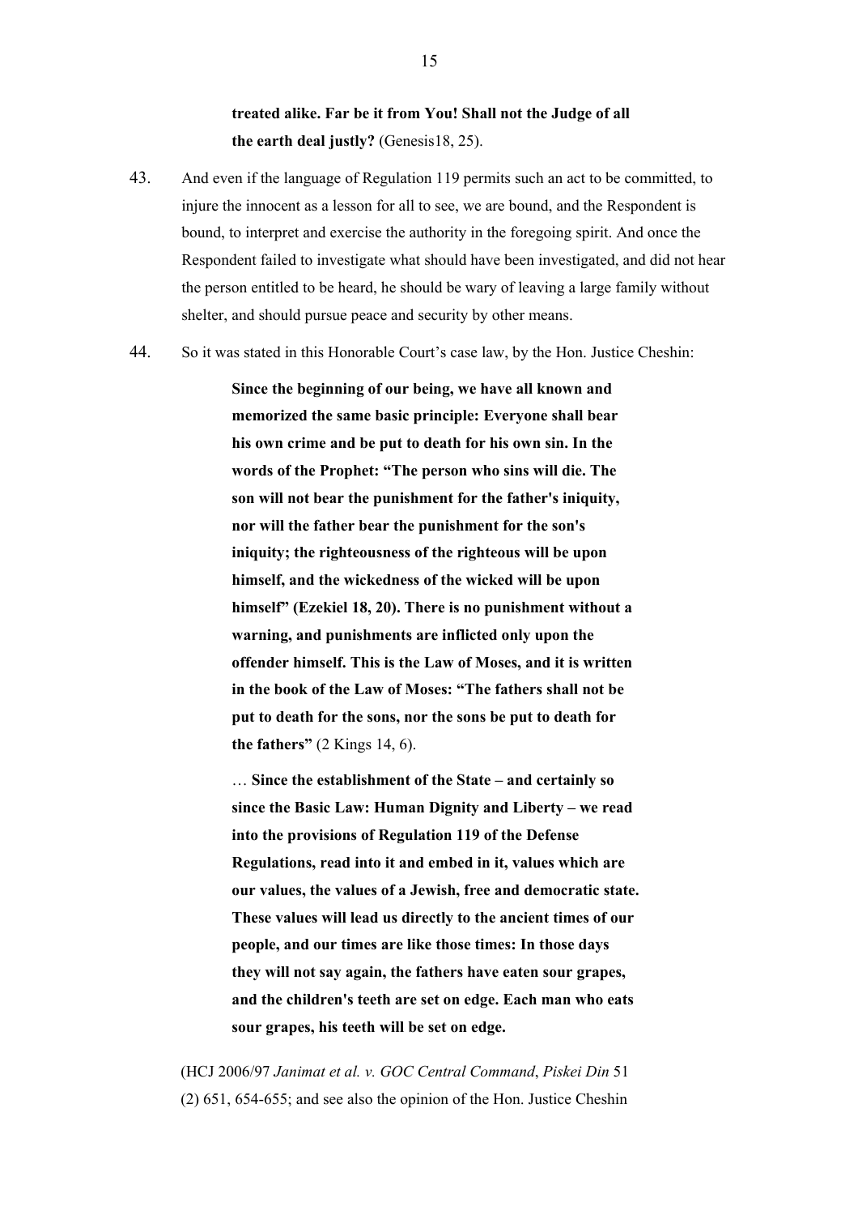**treated alike. Far be it from You! Shall not the Judge of all the earth deal justly?** (Genesis18, 25).

43. And even if the language of Regulation 119 permits such an act to be committed, to injure the innocent as a lesson for all to see, we are bound, and the Respondent is bound, to interpret and exercise the authority in the foregoing spirit. And once the Respondent failed to investigate what should have been investigated, and did not hear the person entitled to be heard, he should be wary of leaving a large family without shelter, and should pursue peace and security by other means.

44. So it was stated in this Honorable Court's case law, by the Hon. Justice Cheshin:

> **Since the beginning of our being, we have all known and memorized the same basic principle: Everyone shall bear his own crime and be put to death for his own sin. In the words of the Prophet: "The person who sins will die. The son will not bear the punishment for the father's iniquity, nor will the father bear the punishment for the son's iniquity; the righteousness of the righteous will be upon himself, and the wickedness of the wicked will be upon himself" (Ezekiel 18, 20). There is no punishment without a warning, and punishments are inflicted only upon the offender himself. This is the Law of Moses, and it is written in the book of the Law of Moses: "The fathers shall not be put to death for the sons, nor the sons be put to death for the fathers"** (2 Kings 14, 6).
>
> … **Since the establishment of the State – and certainly so since the Basic Law: Human Dignity and Liberty – we read into the provisions of Regulation 119 of the Defense Regulations, read into it and embed in it, values which are our values, the values of a Jewish, free and democratic state. These values will lead us directly to the ancient times of our people, and our times are like those times: In those days they will not say again, the fathers have eaten sour grapes, and the children's teeth are set on edge. Each man who eats sour grapes, his teeth will be set on edge.**

(HCJ 2006/97 *Janimat et al. v. GOC Central Command*, *Piskei Din* 51 (2) 651, 654-655; and see also the opinion of the Hon. Justice Cheshin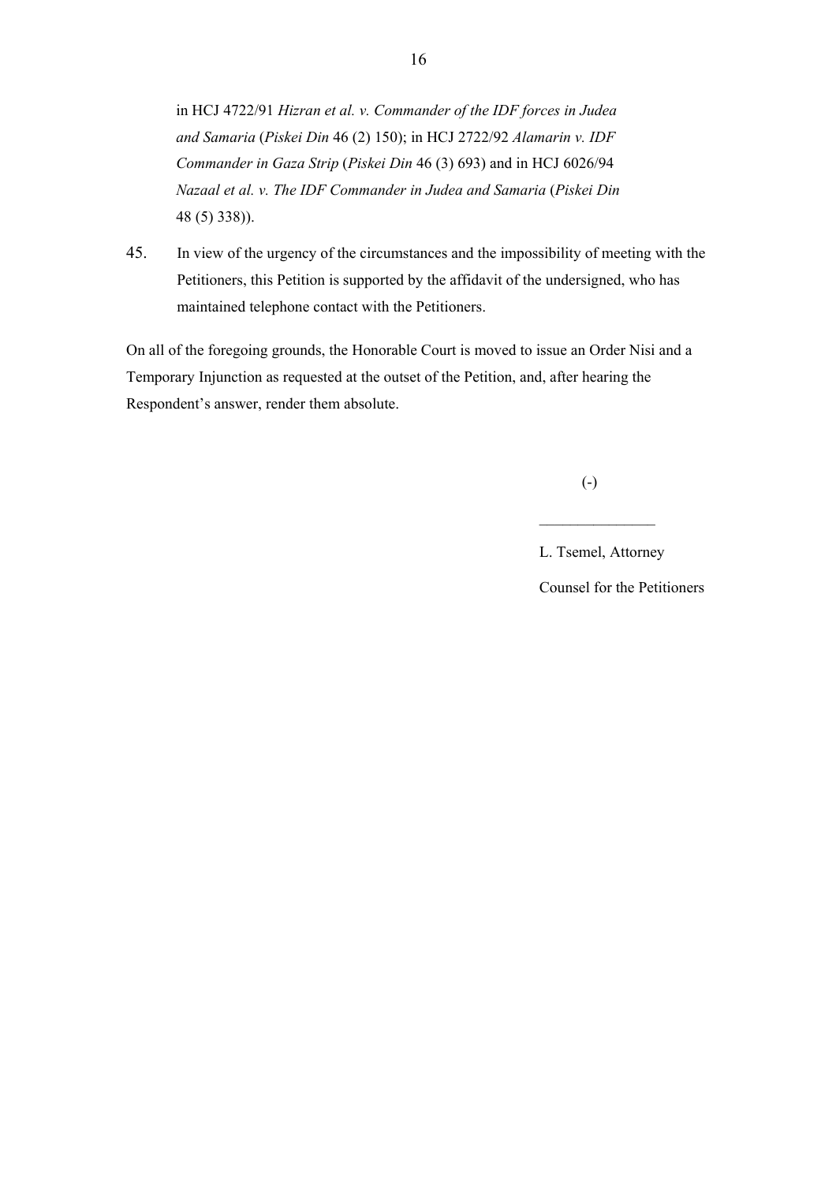in HCJ 4722/91 *Hizran et al. v. Commander of the IDF forces in Judea and Samaria* (*Piskei Din* 46 (2) 150); in HCJ 2722/92 *Alamarin v. IDF Commander in Gaza Strip* (*Piskei Din* 46 (3) 693) and in HCJ 6026/94 *Nazaal et al. v. The IDF Commander in Judea and Samaria* (*Piskei Din* 48 (5) 338)).

45. In view of the urgency of the circumstances and the impossibility of meeting with the Petitioners, this Petition is supported by the affidavit of the undersigned, who has maintained telephone contact with the Petitioners.

On all of the foregoing grounds, the Honorable Court is moved to issue an Order Nisi and a Temporary Injunction as requested at the outset of the Petition, and, after hearing the Respondent's answer, render them absolute.

(-)

_______________

L. Tsemel, Attorney

Counsel for the Petitioners